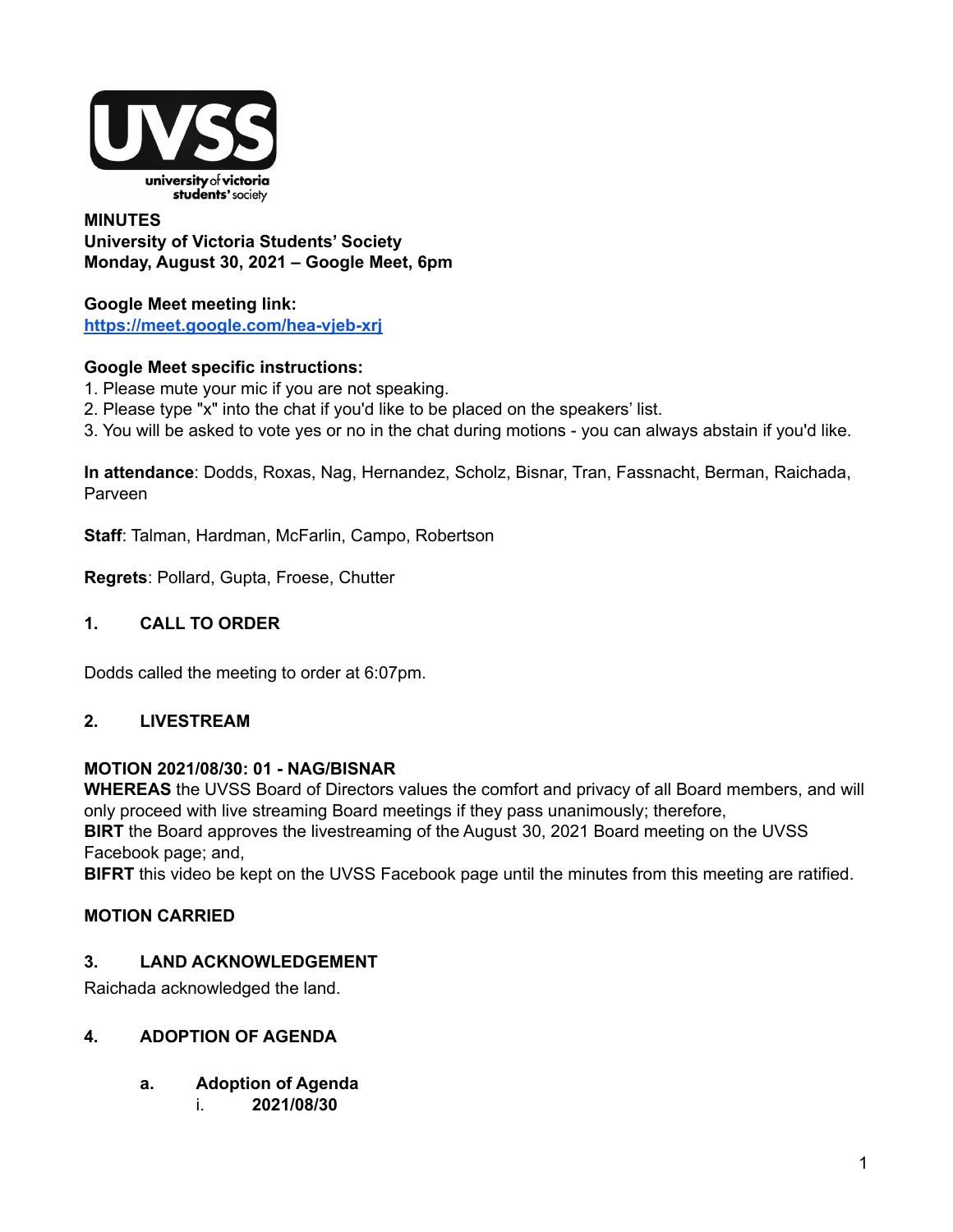**MINUTES**
**University of Victoria Students' Society**
**Monday, August 30, 2021 – Google Meet, 6pm**

**Google Meet meeting link:**
https://meet.google.com/hea-vjeb-xrj

**Google Meet specific instructions:**

1. Please mute your mic if you are not speaking.
2. Please type "x" into the chat if you'd like to be placed on the speakers' list.
3. You will be asked to vote yes or no in the chat during motions - you can always abstain if you'd like.

**In attendance**: Dodds, Roxas, Nag, Hernandez, Scholz, Bisnar, Tran, Fassnacht, Berman, Raichada, Parveen

**Staff**: Talman, Hardman, McFarlin, Campo, Robertson

**Regrets**: Pollard, Gupta, Froese, Chutter

## 1. CALL TO ORDER

Dodds called the meeting to order at 6:07pm.

## 2. LIVESTREAM

**MOTION 2021/08/30: 01 - NAG/BISNAR**
**WHEREAS** the UVSS Board of Directors values the comfort and privacy of all Board members, and will only proceed with live streaming Board meetings if they pass unanimously; therefore,
**BIRT** the Board approves the livestreaming of the August 30, 2021 Board meeting on the UVSS Facebook page; and,
**BIFRT** this video be kept on the UVSS Facebook page until the minutes from this meeting are ratified.

**MOTION CARRIED**

## 3. LAND ACKNOWLEDGEMENT

Raichada acknowledged the land.

## 4. ADOPTION OF AGENDA

### a. Adoption of Agenda

i. **2021/08/30**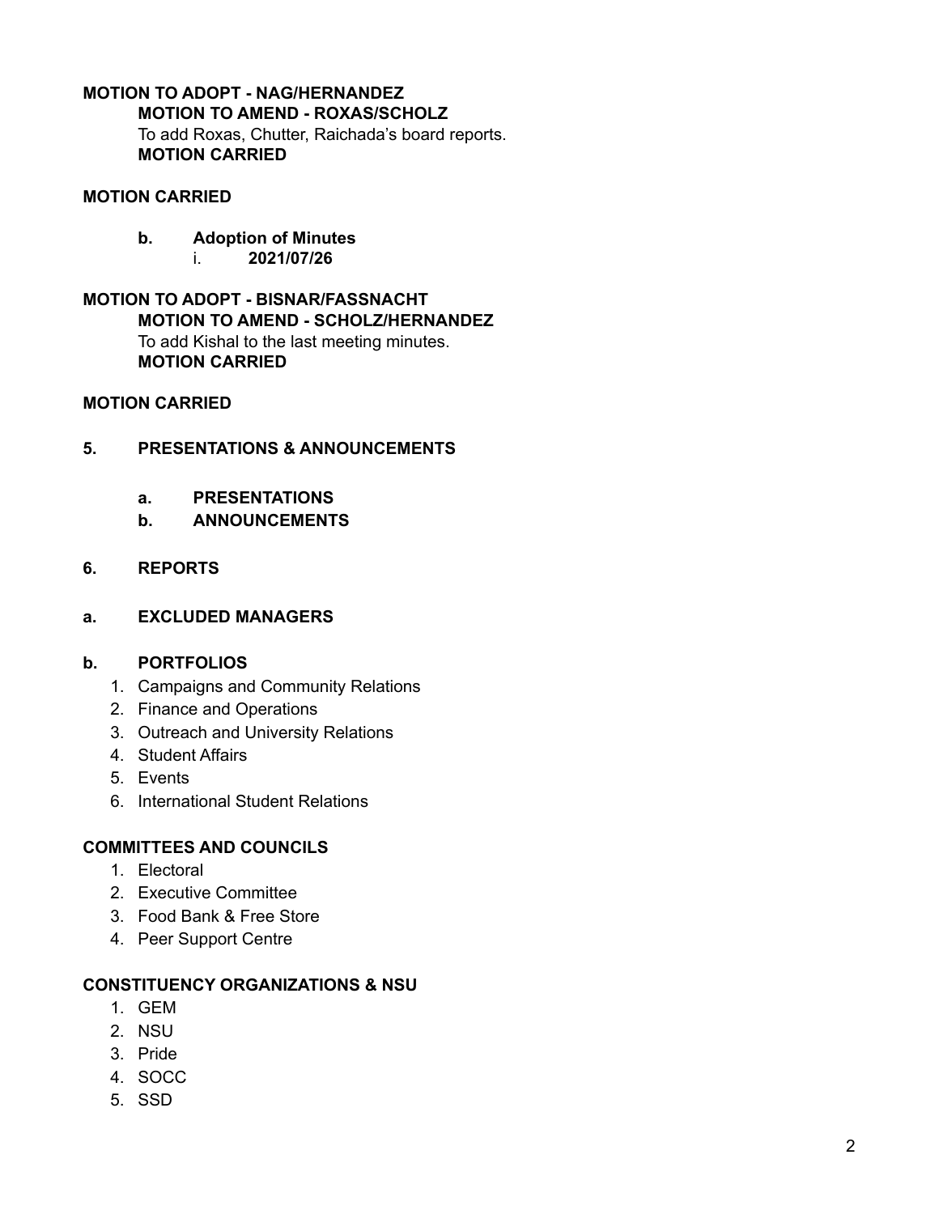**MOTION TO ADOPT - NAG/HERNANDEZ**

**MOTION TO AMEND - ROXAS/SCHOLZ**

To add Roxas, Chutter, Raichada's board reports.

**MOTION CARRIED**

**MOTION CARRIED**

**b. Adoption of Minutes**

i. **2021/07/26**

**MOTION TO ADOPT - BISNAR/FASSNACHT**

**MOTION TO AMEND - SCHOLZ/HERNANDEZ**

To add Kishal to the last meeting minutes.

**MOTION CARRIED**

**MOTION CARRIED**

## 5. PRESENTATIONS & ANNOUNCEMENTS

**a. PRESENTATIONS**

**b. ANNOUNCEMENTS**

## 6. REPORTS

### a. EXCLUDED MANAGERS

### b. PORTFOLIOS

1. Campaigns and Community Relations
2. Finance and Operations
3. Outreach and University Relations
4. Student Affairs
5. Events
6. International Student Relations

### COMMITTEES AND COUNCILS

1. Electoral
2. Executive Committee
3. Food Bank & Free Store
4. Peer Support Centre

### CONSTITUENCY ORGANIZATIONS & NSU

1. GEM
2. NSU
3. Pride
4. SOCC
5. SSD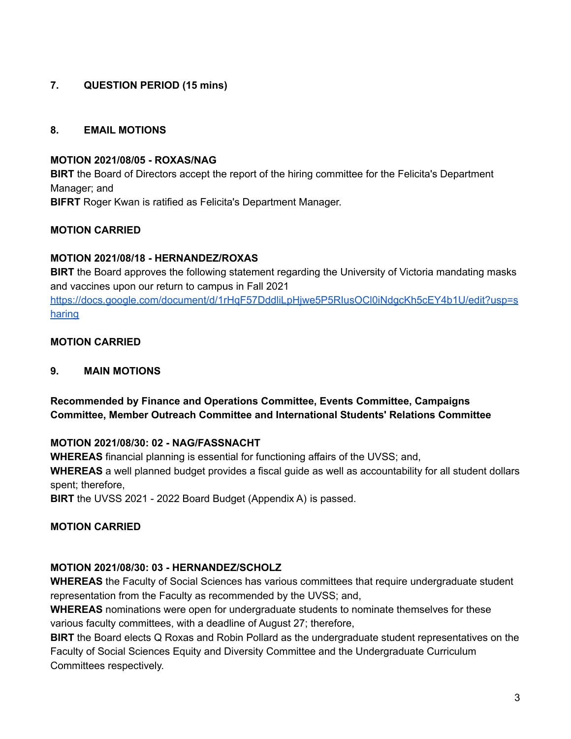## 7. QUESTION PERIOD (15 mins)

## 8. EMAIL MOTIONS

**MOTION 2021/08/05 - ROXAS/NAG**
**BIRT** the Board of Directors accept the report of the hiring committee for the Felicita's Department Manager; and
**BIFRT** Roger Kwan is ratified as Felicita's Department Manager.

**MOTION CARRIED**

**MOTION 2021/08/18 - HERNANDEZ/ROXAS**
**BIRT** the Board approves the following statement regarding the University of Victoria mandating masks and vaccines upon our return to campus in Fall 2021
[https://docs.google.com/document/d/1rHqF57DddliLpHjwe5P5RIusOCl0iNdgcKh5cEY4b1U/edit?usp=sharing](https://docs.google.com/document/d/1rHqF57DddliLpHjwe5P5RIusOCl0iNdgcKh5cEY4b1U/edit?usp=sharing)

**MOTION CARRIED**

## 9. MAIN MOTIONS

**Recommended by Finance and Operations Committee, Events Committee, Campaigns Committee, Member Outreach Committee and International Students' Relations Committee**

**MOTION 2021/08/30: 02 - NAG/FASSNACHT**
**WHEREAS** financial planning is essential for functioning affairs of the UVSS; and,
**WHEREAS** a well planned budget provides a fiscal guide as well as accountability for all student dollars spent; therefore,
**BIRT** the UVSS 2021 - 2022 Board Budget (Appendix A) is passed.

**MOTION CARRIED**

**MOTION 2021/08/30: 03 - HERNANDEZ/SCHOLZ**
**WHEREAS** the Faculty of Social Sciences has various committees that require undergraduate student representation from the Faculty as recommended by the UVSS; and,
**WHEREAS** nominations were open for undergraduate students to nominate themselves for these various faculty committees, with a deadline of August 27; therefore,
**BIRT** the Board elects Q Roxas and Robin Pollard as the undergraduate student representatives on the Faculty of Social Sciences Equity and Diversity Committee and the Undergraduate Curriculum Committees respectively.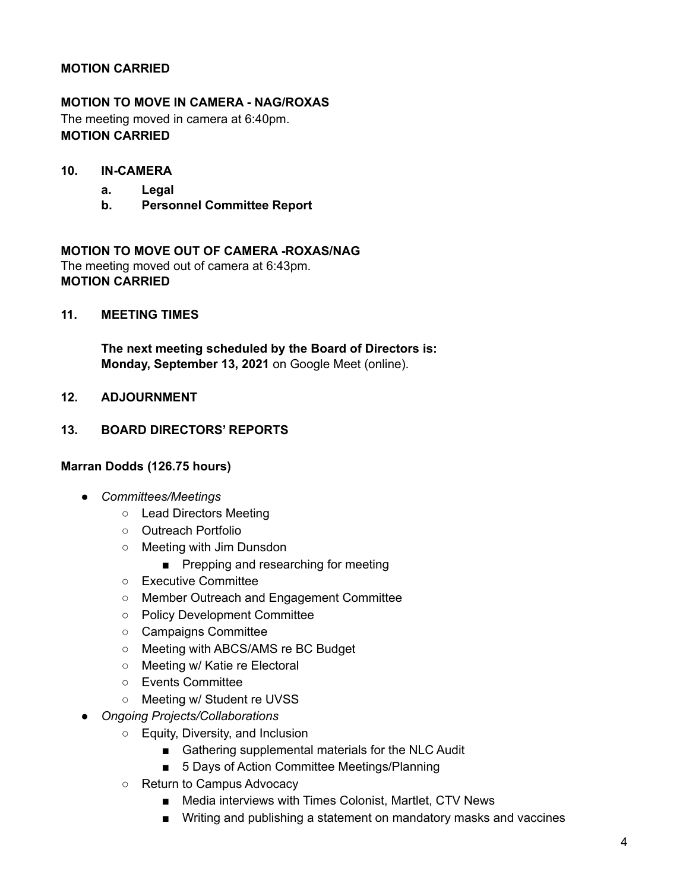**MOTION CARRIED**

**MOTION TO MOVE IN CAMERA - NAG/ROXAS**
The meeting moved in camera at 6:40pm.
**MOTION CARRIED**

## 10. IN-CAMERA

- **a. Legal**
- **b. Personnel Committee Report**

**MOTION TO MOVE OUT OF CAMERA -ROXAS/NAG**
The meeting moved out of camera at 6:43pm.
**MOTION CARRIED**

## 11. MEETING TIMES

**The next meeting scheduled by the Board of Directors is:**
**Monday, September 13, 2021** on Google Meet (online).

## 12. ADJOURNMENT

## 13. BOARD DIRECTORS' REPORTS

**Marran Dodds (126.75 hours)**

- *Committees/Meetings*
  - Lead Directors Meeting
  - Outreach Portfolio
  - Meeting with Jim Dunsdon
    - Prepping and researching for meeting
  - Executive Committee
  - Member Outreach and Engagement Committee
  - Policy Development Committee
  - Campaigns Committee
  - Meeting with ABCS/AMS re BC Budget
  - Meeting w/ Katie re Electoral
  - Events Committee
  - Meeting w/ Student re UVSS
- *Ongoing Projects/Collaborations*
  - Equity, Diversity, and Inclusion
    - Gathering supplemental materials for the NLC Audit
    - 5 Days of Action Committee Meetings/Planning
  - Return to Campus Advocacy
    - Media interviews with Times Colonist, Martlet, CTV News
    - Writing and publishing a statement on mandatory masks and vaccines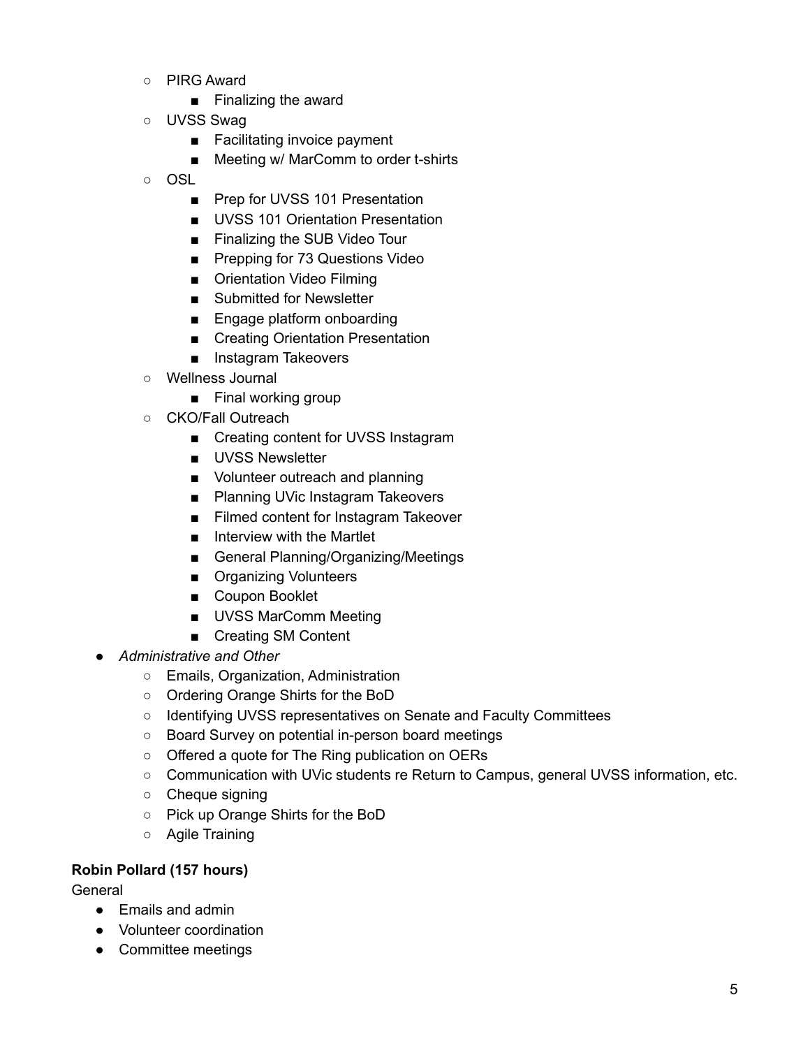- PIRG Award
    - Finalizing the award
  - UVSS Swag
    - Facilitating invoice payment
    - Meeting w/ MarComm to order t-shirts
  - OSL
    - Prep for UVSS 101 Presentation
    - UVSS 101 Orientation Presentation
    - Finalizing the SUB Video Tour
    - Prepping for 73 Questions Video
    - Orientation Video Filming
    - Submitted for Newsletter
    - Engage platform onboarding
    - Creating Orientation Presentation
    - Instagram Takeovers
  - Wellness Journal
    - Final working group
  - CKO/Fall Outreach
    - Creating content for UVSS Instagram
    - UVSS Newsletter
    - Volunteer outreach and planning
    - Planning UVic Instagram Takeovers
    - Filmed content for Instagram Takeover
    - Interview with the Martlet
    - General Planning/Organizing/Meetings
    - Organizing Volunteers
    - Coupon Booklet
    - UVSS MarComm Meeting
    - Creating SM Content
- *Administrative and Other*
  - Emails, Organization, Administration
  - Ordering Orange Shirts for the BoD
  - Identifying UVSS representatives on Senate and Faculty Committees
  - Board Survey on potential in-person board meetings
  - Offered a quote for The Ring publication on OERs
  - Communication with UVic students re Return to Campus, general UVSS information, etc.
  - Cheque signing
  - Pick up Orange Shirts for the BoD
  - Agile Training

**Robin Pollard (157 hours)**

General

- Emails and admin
- Volunteer coordination
- Committee meetings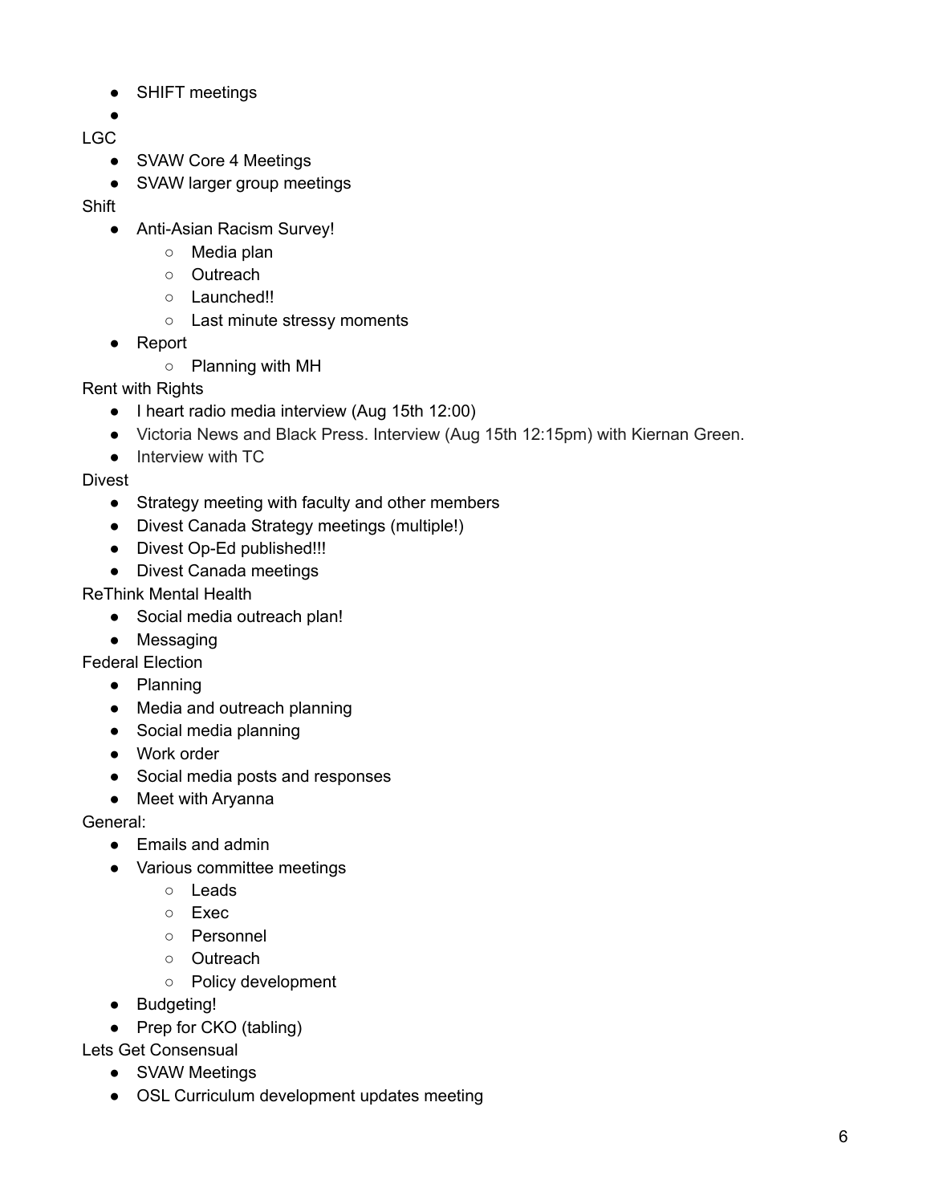- SHIFT meetings
- 

LGC

- SVAW Core 4 Meetings
- SVAW larger group meetings

Shift

- Anti-Asian Racism Survey!
  - Media plan
  - Outreach
  - Launched!!
  - Last minute stressy moments
- Report
  - Planning with MH

Rent with Rights

- I heart radio media interview (Aug 15th 12:00)
- Victoria News and Black Press. Interview (Aug 15th 12:15pm) with Kiernan Green.
- Interview with TC

Divest

- Strategy meeting with faculty and other members
- Divest Canada Strategy meetings (multiple!)
- Divest Op-Ed published!!!
- Divest Canada meetings

ReThink Mental Health

- Social media outreach plan!
- Messaging

Federal Election

- Planning
- Media and outreach planning
- Social media planning
- Work order
- Social media posts and responses
- Meet with Aryanna

General:

- Emails and admin
- Various committee meetings
  - Leads
  - Exec
  - Personnel
  - Outreach
  - Policy development
- Budgeting!
- Prep for CKO (tabling)

Lets Get Consensual

- SVAW Meetings
- OSL Curriculum development updates meeting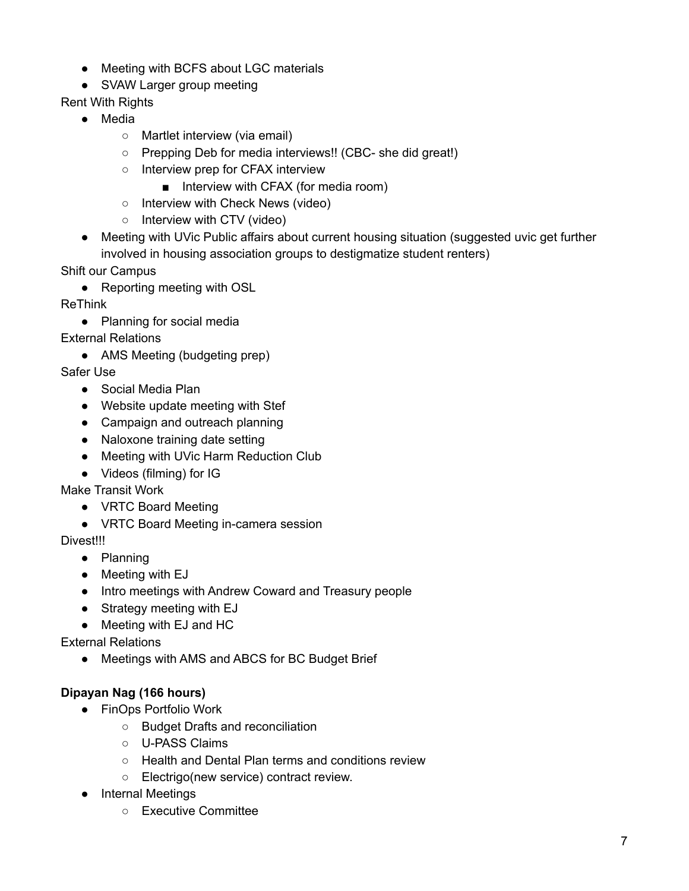- Meeting with BCFS about LGC materials
- SVAW Larger group meeting

Rent With Rights

- Media
    - Martlet interview (via email)
    - Prepping Deb for media interviews!! (CBC- she did great!)
    - Interview prep for CFAX interview
        - Interview with CFAX (for media room)
    - Interview with Check News (video)
    - Interview with CTV (video)
- Meeting with UVic Public affairs about current housing situation (suggested uvic get further involved in housing association groups to destigmatize student renters)

Shift our Campus

- Reporting meeting with OSL

ReThink

- Planning for social media

External Relations

- AMS Meeting (budgeting prep)

Safer Use

- Social Media Plan
- Website update meeting with Stef
- Campaign and outreach planning
- Naloxone training date setting
- Meeting with UVic Harm Reduction Club
- Videos (filming) for IG

Make Transit Work

- VRTC Board Meeting
- VRTC Board Meeting in-camera session

Divest!!!

- Planning
- Meeting with EJ
- Intro meetings with Andrew Coward and Treasury people
- Strategy meeting with EJ
- Meeting with EJ and HC

External Relations

- Meetings with AMS and ABCS for BC Budget Brief

**Dipayan Nag (166 hours)**

- FinOps Portfolio Work
    - Budget Drafts and reconciliation
    - U-PASS Claims
    - Health and Dental Plan terms and conditions review
    - Electrigo(new service) contract review.
- Internal Meetings
    - Executive Committee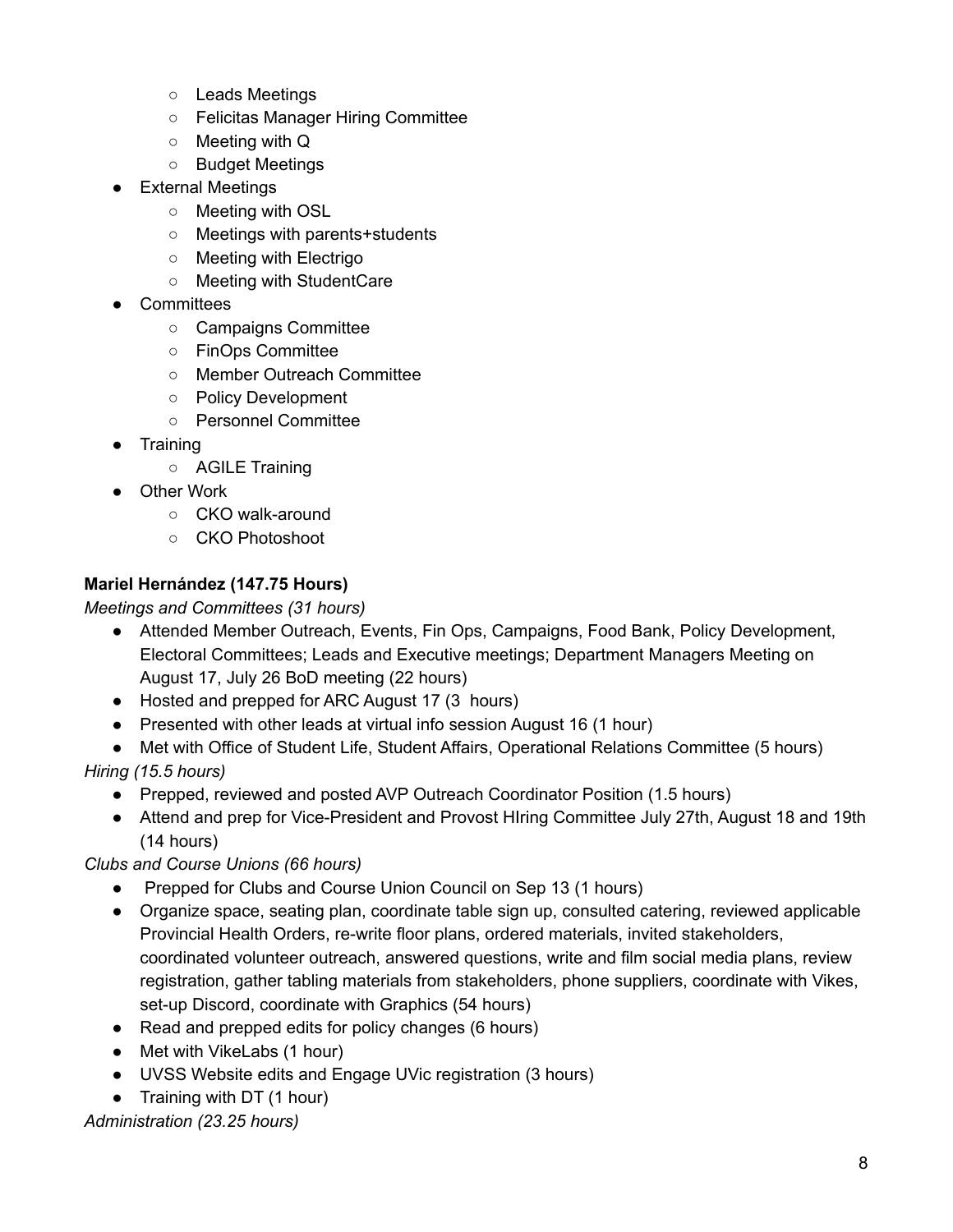- Leads Meetings
  - Felicitas Manager Hiring Committee
  - Meeting with Q
  - Budget Meetings
- External Meetings
  - Meeting with OSL
  - Meetings with parents+students
  - Meeting with Electrigo
  - Meeting with StudentCare
- Committees
  - Campaigns Committee
  - FinOps Committee
  - Member Outreach Committee
  - Policy Development
  - Personnel Committee
- Training
  - AGILE Training
- Other Work
  - CKO walk-around
  - CKO Photoshoot

**Mariel Hernández (147.75 Hours)**

*Meetings and Committees (31 hours)*

- Attended Member Outreach, Events, Fin Ops, Campaigns, Food Bank, Policy Development, Electoral Committees; Leads and Executive meetings; Department Managers Meeting on August 17, July 26 BoD meeting (22 hours)
- Hosted and prepped for ARC August 17 (3  hours)
- Presented with other leads at virtual info session August 16 (1 hour)
- Met with Office of Student Life, Student Affairs, Operational Relations Committee (5 hours)

*Hiring (15.5 hours)*

- Prepped, reviewed and posted AVP Outreach Coordinator Position (1.5 hours)
- Attend and prep for Vice-President and Provost HIring Committee July 27th, August 18 and 19th (14 hours)

*Clubs and Course Unions (66 hours)*

- Prepped for Clubs and Course Union Council on Sep 13 (1 hours)
- Organize space, seating plan, coordinate table sign up, consulted catering, reviewed applicable Provincial Health Orders, re-write floor plans, ordered materials, invited stakeholders, coordinated volunteer outreach, answered questions, write and film social media plans, review registration, gather tabling materials from stakeholders, phone suppliers, coordinate with Vikes, set-up Discord, coordinate with Graphics (54 hours)
- Read and prepped edits for policy changes (6 hours)
- Met with VikeLabs (1 hour)
- UVSS Website edits and Engage UVic registration (3 hours)
- Training with DT (1 hour)

*Administration (23.25 hours)*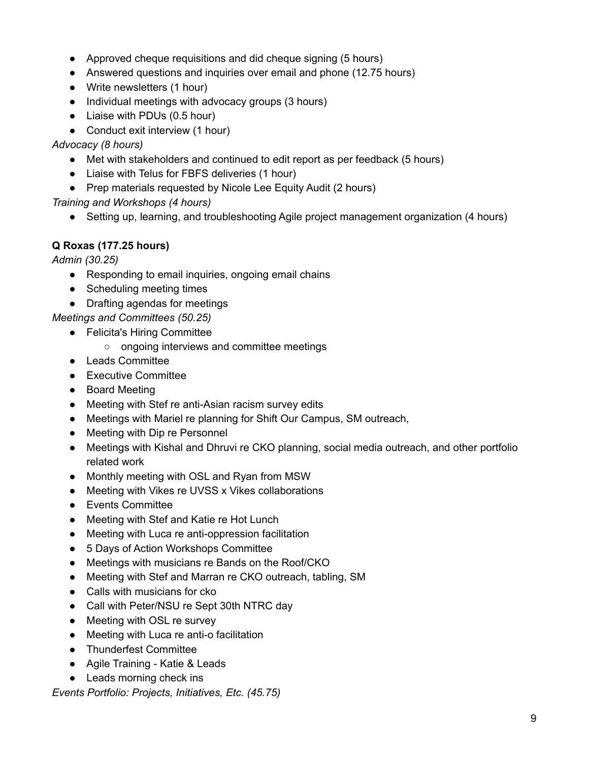- Approved cheque requisitions and did cheque signing (5 hours)
- Answered questions and inquiries over email and phone (12.75 hours)
- Write newsletters (1 hour)
- Individual meetings with advocacy groups (3 hours)
- Liaise with PDUs (0.5 hour)
- Conduct exit interview (1 hour)

*Advocacy (8 hours)*

- Met with stakeholders and continued to edit report as per feedback (5 hours)
- Liaise with Telus for FBFS deliveries (1 hour)
- Prep materials requested by Nicole Lee Equity Audit (2 hours)

*Training and Workshops (4 hours)*

- Setting up, learning, and troubleshooting Agile project management organization (4 hours)

**Q Roxas (177.25 hours)**

*Admin (30.25)*

- Responding to email inquiries, ongoing email chains
- Scheduling meeting times
- Drafting agendas for meetings

*Meetings and Committees (50.25)*

- Felicita's Hiring Committee
  - ongoing interviews and committee meetings
- Leads Committee
- Executive Committee
- Board Meeting
- Meeting with Stef re anti-Asian racism survey edits
- Meetings with Mariel re planning for Shift Our Campus, SM outreach,
- Meeting with Dip re Personnel
- Meetings with Kishal and Dhruvi re CKO planning, social media outreach, and other portfolio related work
- Monthly meeting with OSL and Ryan from MSW
- Meeting with Vikes re UVSS x Vikes collaborations
- Events Committee
- Meeting with Stef and Katie re Hot Lunch
- Meeting with Luca re anti-oppression facilitation
- 5 Days of Action Workshops Committee
- Meetings with musicians re Bands on the Roof/CKO
- Meeting with Stef and Marran re CKO outreach, tabling, SM
- Calls with musicians for cko
- Call with Peter/NSU re Sept 30th NTRC day
- Meeting with OSL re survey
- Meeting with Luca re anti-o facilitation
- Thunderfest Committee
- Agile Training - Katie & Leads
- Leads morning check ins

*Events Portfolio: Projects, Initiatives, Etc. (45.75)*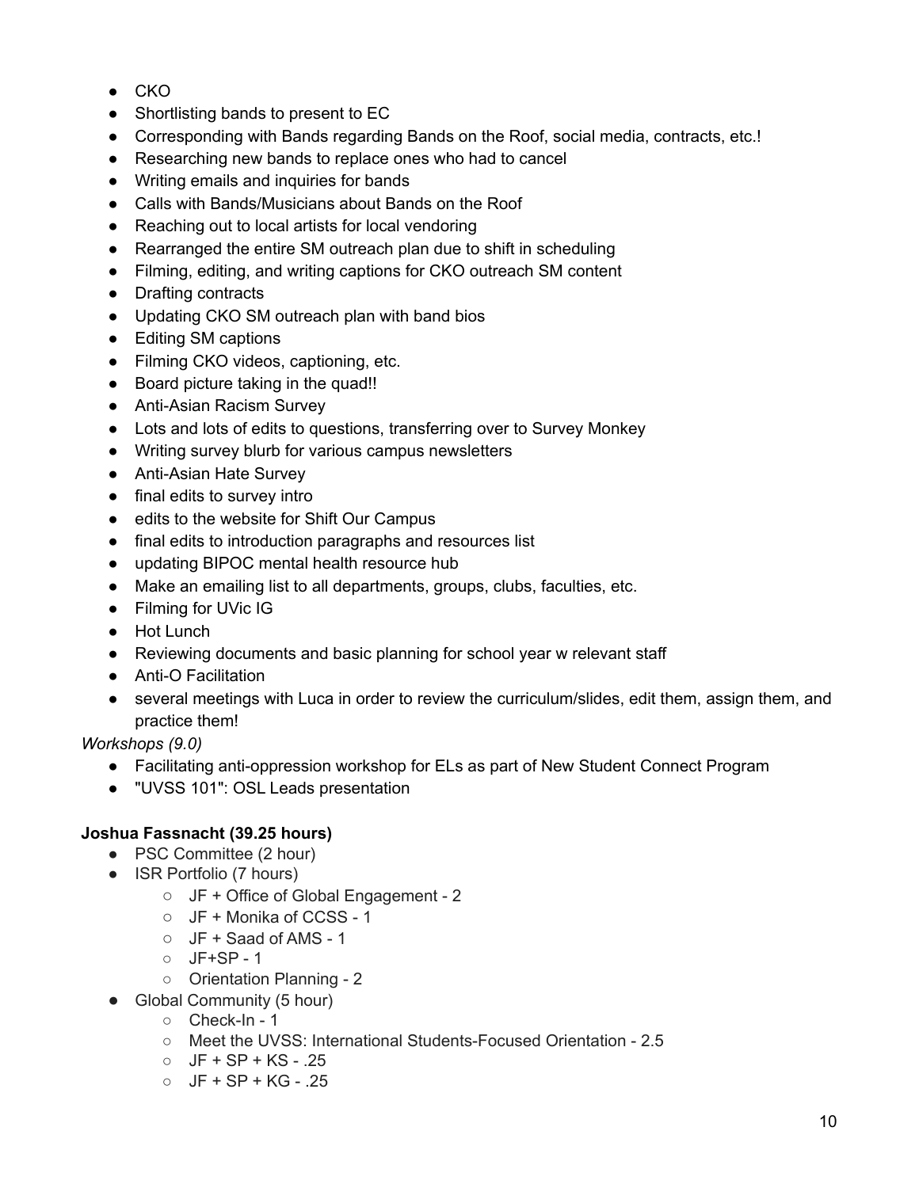- CKO
- Shortlisting bands to present to EC
- Corresponding with Bands regarding Bands on the Roof, social media, contracts, etc.!
- Researching new bands to replace ones who had to cancel
- Writing emails and inquiries for bands
- Calls with Bands/Musicians about Bands on the Roof
- Reaching out to local artists for local vendoring
- Rearranged the entire SM outreach plan due to shift in scheduling
- Filming, editing, and writing captions for CKO outreach SM content
- Drafting contracts
- Updating CKO SM outreach plan with band bios
- Editing SM captions
- Filming CKO videos, captioning, etc.
- Board picture taking in the quad!!
- Anti-Asian Racism Survey
- Lots and lots of edits to questions, transferring over to Survey Monkey
- Writing survey blurb for various campus newsletters
- Anti-Asian Hate Survey
- final edits to survey intro
- edits to the website for Shift Our Campus
- final edits to introduction paragraphs and resources list
- updating BIPOC mental health resource hub
- Make an emailing list to all departments, groups, clubs, faculties, etc.
- Filming for UVic IG
- Hot Lunch
- Reviewing documents and basic planning for school year w relevant staff
- Anti-O Facilitation
- several meetings with Luca in order to review the curriculum/slides, edit them, assign them, and practice them!

*Workshops (9.0)*

- Facilitating anti-oppression workshop for ELs as part of New Student Connect Program
- "UVSS 101": OSL Leads presentation

**Joshua Fassnacht (39.25 hours)**

- PSC Committee (2 hour)
- ISR Portfolio (7 hours)
  - JF + Office of Global Engagement - 2
  - JF + Monika of CCSS - 1
  - JF + Saad of AMS - 1
  - JF+SP - 1
  - Orientation Planning - 2
- Global Community (5 hour)
  - Check-In - 1
  - Meet the UVSS: International Students-Focused Orientation - 2.5
  - JF + SP + KS - .25
  - JF + SP + KG - .25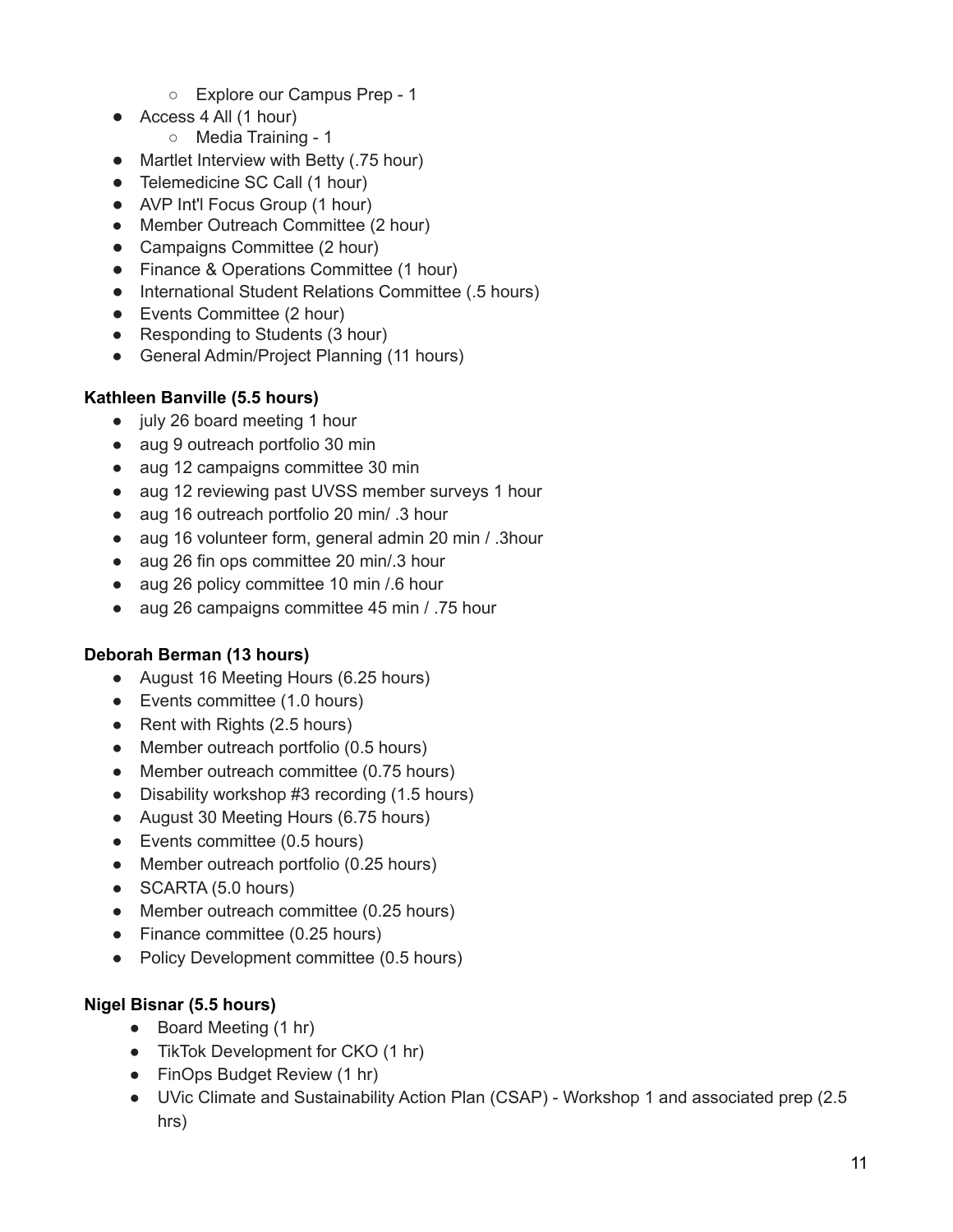- Explore our Campus Prep - 1
- Access 4 All (1 hour)
    - Media Training - 1
- Martlet Interview with Betty (.75 hour)
- Telemedicine SC Call (1 hour)
- AVP Int'l Focus Group (1 hour)
- Member Outreach Committee (2 hour)
- Campaigns Committee (2 hour)
- Finance & Operations Committee (1 hour)
- International Student Relations Committee (.5 hours)
- Events Committee (2 hour)
- Responding to Students (3 hour)
- General Admin/Project Planning (11 hours)

**Kathleen Banville (5.5 hours)**

- july 26 board meeting 1 hour
- aug 9 outreach portfolio 30 min
- aug 12 campaigns committee 30 min
- aug 12 reviewing past UVSS member surveys 1 hour
- aug 16 outreach portfolio 20 min/ .3 hour
- aug 16 volunteer form, general admin 20 min / .3hour
- aug 26 fin ops committee 20 min/.3 hour
- aug 26 policy committee 10 min /.6 hour
- aug 26 campaigns committee 45 min / .75 hour

**Deborah Berman (13 hours)**

- August 16 Meeting Hours (6.25 hours)
- Events committee (1.0 hours)
- Rent with Rights (2.5 hours)
- Member outreach portfolio (0.5 hours)
- Member outreach committee (0.75 hours)
- Disability workshop #3 recording (1.5 hours)
- August 30 Meeting Hours (6.75 hours)
- Events committee (0.5 hours)
- Member outreach portfolio (0.25 hours)
- SCARTA (5.0 hours)
- Member outreach committee (0.25 hours)
- Finance committee (0.25 hours)
- Policy Development committee (0.5 hours)

**Nigel Bisnar (5.5 hours)**

- Board Meeting (1 hr)
- TikTok Development for CKO (1 hr)
- FinOps Budget Review (1 hr)
- UVic Climate and Sustainability Action Plan (CSAP) - Workshop 1 and associated prep (2.5 hrs)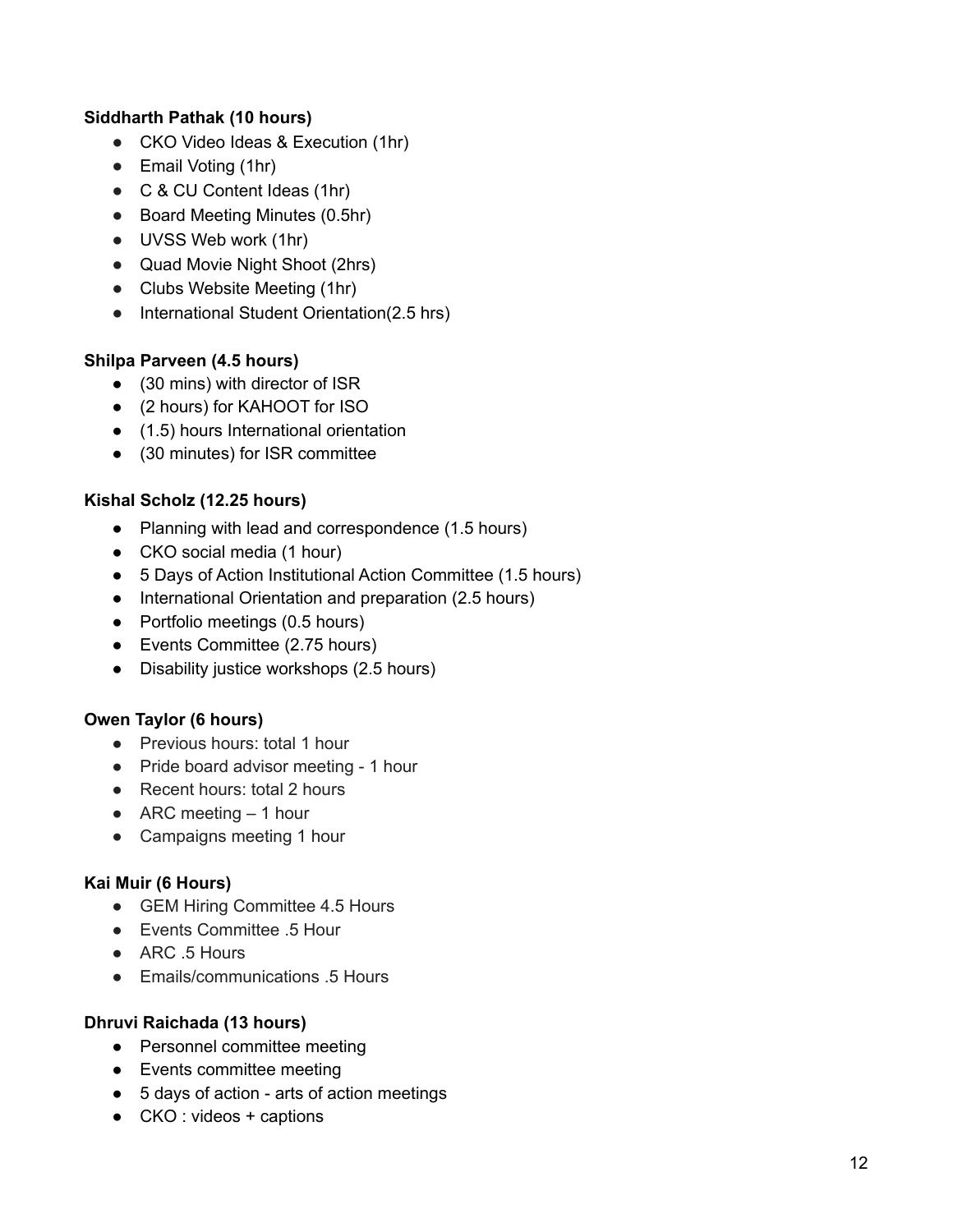**Siddharth Pathak (10 hours)**

- CKO Video Ideas & Execution (1hr)
- Email Voting (1hr)
- C & CU Content Ideas (1hr)
- Board Meeting Minutes (0.5hr)
- UVSS Web work (1hr)
- Quad Movie Night Shoot (2hrs)
- Clubs Website Meeting (1hr)
- International Student Orientation(2.5 hrs)

**Shilpa Parveen (4.5 hours)**

- (30 mins) with director of ISR
- (2 hours) for KAHOOT for ISO
- (1.5) hours International orientation
- (30 minutes) for ISR committee

**Kishal Scholz (12.25 hours)**

- Planning with lead and correspondence (1.5 hours)
- CKO social media (1 hour)
- 5 Days of Action Institutional Action Committee (1.5 hours)
- International Orientation and preparation (2.5 hours)
- Portfolio meetings (0.5 hours)
- Events Committee (2.75 hours)
- Disability justice workshops (2.5 hours)

**Owen Taylor (6 hours)**

- Previous hours: total 1 hour
- Pride board advisor meeting - 1 hour
- Recent hours: total 2 hours
- ARC meeting – 1 hour
- Campaigns meeting 1 hour

**Kai Muir (6 Hours)**

- GEM Hiring Committee 4.5 Hours
- Events Committee .5 Hour
- ARC .5 Hours
- Emails/communications .5 Hours

**Dhruvi Raichada (13 hours)**

- Personnel committee meeting
- Events committee meeting
- 5 days of action - arts of action meetings
- CKO : videos + captions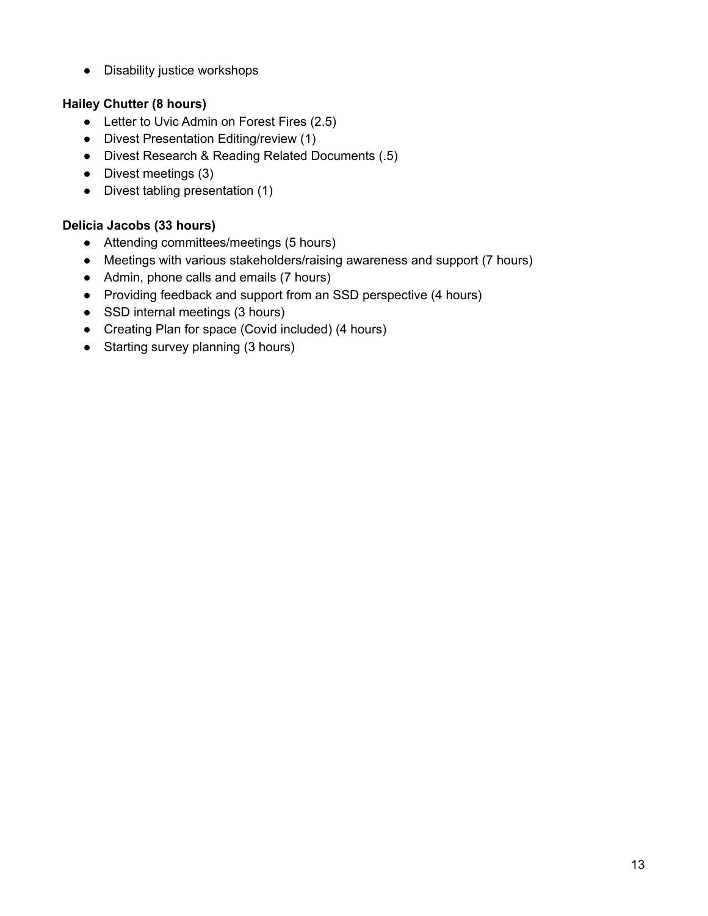- Disability justice workshops

**Hailey Chutter (8 hours)**

- Letter to Uvic Admin on Forest Fires (2.5)
- Divest Presentation Editing/review (1)
- Divest Research & Reading Related Documents (.5)
- Divest meetings (3)
- Divest tabling presentation (1)

**Delicia Jacobs (33 hours)**

- Attending committees/meetings (5 hours)
- Meetings with various stakeholders/raising awareness and support (7 hours)
- Admin, phone calls and emails (7 hours)
- Providing feedback and support from an SSD perspective (4 hours)
- SSD internal meetings (3 hours)
- Creating Plan for space (Covid included) (4 hours)
- Starting survey planning (3 hours)